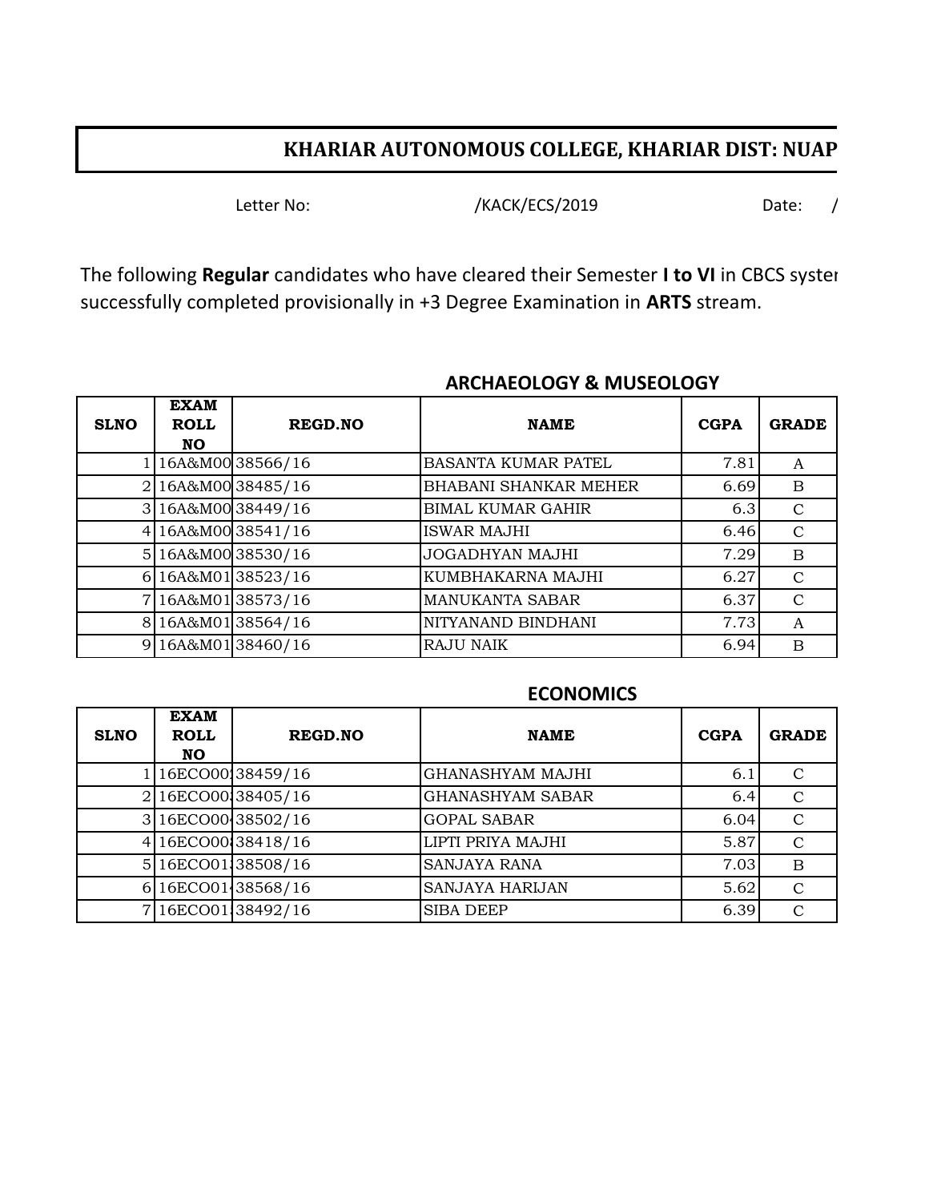# KHARIAR AUTONOMOUS COLLEGE, KHARIAR DIST: NUAP

Letter No: /KACK/ECS/2019 Date: /

The following **Regular** candidates who have cleared their Semester **I to VI** in CBCS syster successfully completed provisionally in +3 Degree Examination in **ARTS** stream.

## ARCHAEOLOGY & MUSEOLOGY

| SLNO | EXAM ROLL NO | REGD.NO | NAME | CGPA | GRADE |
|---|---|---|---|---|---|
| 1 | 16A&M00 | 38566/16 | BASANTA KUMAR PATEL | 7.81 | A |
| 2 | 16A&M00 | 38485/16 | BHABANI SHANKAR MEHER | 6.69 | B |
| 3 | 16A&M00 | 38449/16 | BIMAL KUMAR GAHIR | 6.3 | C |
| 4 | 16A&M00 | 38541/16 | ISWAR MAJHI | 6.46 | C |
| 5 | 16A&M00 | 38530/16 | JOGADHYAN MAJHI | 7.29 | B |
| 6 | 16A&M01 | 38523/16 | KUMBHAKARNA MAJHI | 6.27 | C |
| 7 | 16A&M01 | 38573/16 | MANUKANTA SABAR | 6.37 | C |
| 8 | 16A&M01 | 38564/16 | NITYANAND BINDHANI | 7.73 | A |
| 9 | 16A&M01 | 38460/16 | RAJU NAIK | 6.94 | B |

## ECONOMICS

| SLNO | EXAM ROLL NO | REGD.NO | NAME | CGPA | GRADE |
|---|---|---|---|---|---|
| 1 | 16ECO00 | 38459/16 | GHANASHYAM MAJHI | 6.1 | C |
| 2 | 16ECO00 | 38405/16 | GHANASHYAM SABAR | 6.4 | C |
| 3 | 16ECO00 | 38502/16 | GOPAL SABAR | 6.04 | C |
| 4 | 16ECO00 | 38418/16 | LIPTI PRIYA MAJHI | 5.87 | C |
| 5 | 16ECO01 | 38508/16 | SANJAYA RANA | 7.03 | B |
| 6 | 16ECO01 | 38568/16 | SANJAYA HARIJAN | 5.62 | C |
| 7 | 16ECO01 | 38492/16 | SIBA DEEP | 6.39 | C |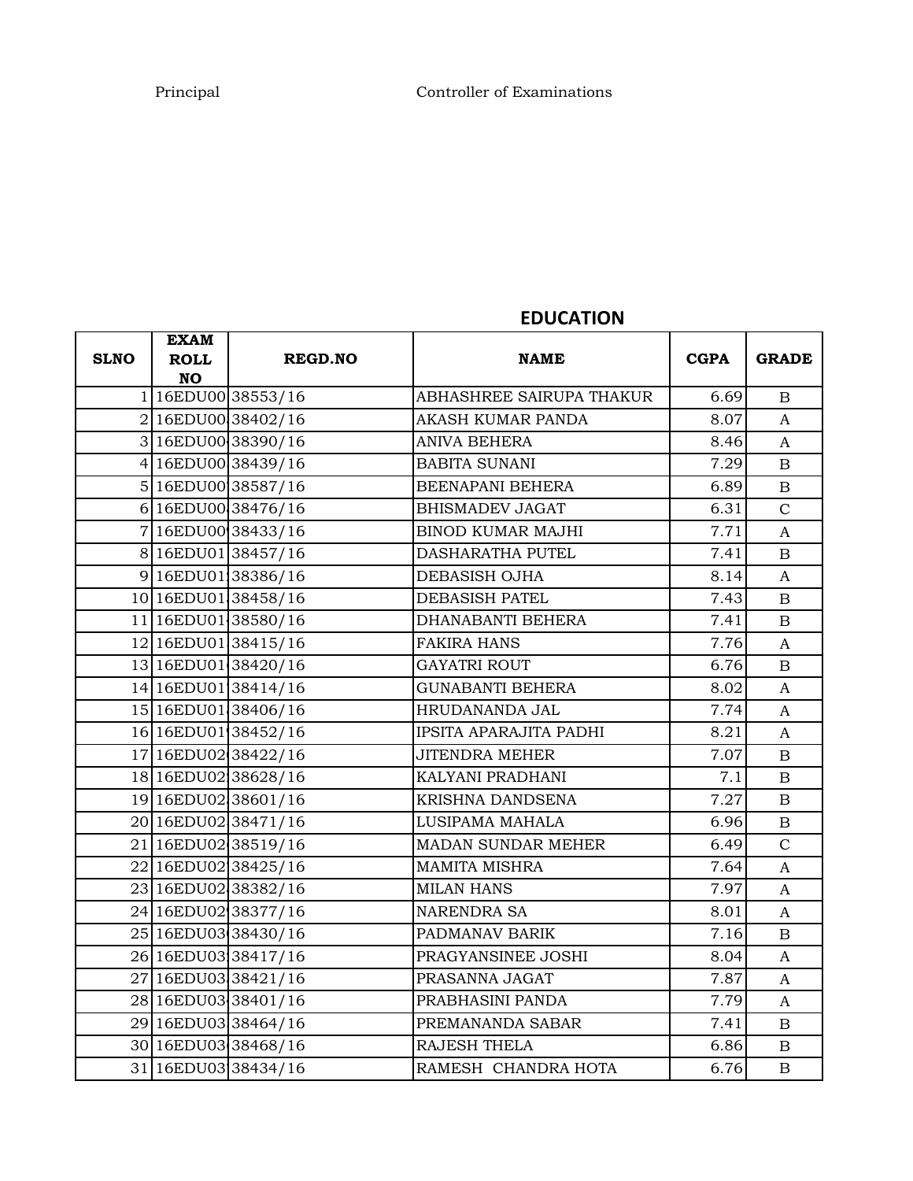Principal Controller of Examinations

## EDUCATION

| SLNO | EXAM ROLL NO | REGD.NO | NAME | CGPA | GRADE |
|---|---|---|---|---|---|
| 1 | 16EDU00 | 38553/16 | ABHASHREE SAIRUPA THAKUR | 6.69 | B |
| 2 | 16EDU00 | 38402/16 | AKASH KUMAR PANDA | 8.07 | A |
| 3 | 16EDU00 | 38390/16 | ANIVA BEHERA | 8.46 | A |
| 4 | 16EDU00 | 38439/16 | BABITA SUNANI | 7.29 | B |
| 5 | 16EDU00 | 38587/16 | BEENAPANI BEHERA | 6.89 | B |
| 6 | 16EDU00 | 38476/16 | BHISMADEV JAGAT | 6.31 | C |
| 7 | 16EDU00 | 38433/16 | BINOD KUMAR MAJHI | 7.71 | A |
| 8 | 16EDU01 | 38457/16 | DASHARATHA PUTEL | 7.41 | B |
| 9 | 16EDU01 | 38386/16 | DEBASISH OJHA | 8.14 | A |
| 10 | 16EDU01 | 38458/16 | DEBASISH PATEL | 7.43 | B |
| 11 | 16EDU01 | 38580/16 | DHANABANTI BEHERA | 7.41 | B |
| 12 | 16EDU01 | 38415/16 | FAKIRA HANS | 7.76 | A |
| 13 | 16EDU01 | 38420/16 | GAYATRI ROUT | 6.76 | B |
| 14 | 16EDU01 | 38414/16 | GUNABANTI BEHERA | 8.02 | A |
| 15 | 16EDU01 | 38406/16 | HRUDANANDA JAL | 7.74 | A |
| 16 | 16EDU01 | 38452/16 | IPSITA APARAJITA PADHI | 8.21 | A |
| 17 | 16EDU02 | 38422/16 | JITENDRA MEHER | 7.07 | B |
| 18 | 16EDU02 | 38628/16 | KALYANI PRADHANI | 7.1 | B |
| 19 | 16EDU02 | 38601/16 | KRISHNA DANDSENA | 7.27 | B |
| 20 | 16EDU02 | 38471/16 | LUSIPAMA MAHALA | 6.96 | B |
| 21 | 16EDU02 | 38519/16 | MADAN SUNDAR MEHER | 6.49 | C |
| 22 | 16EDU02 | 38425/16 | MAMITA MISHRA | 7.64 | A |
| 23 | 16EDU02 | 38382/16 | MILAN HANS | 7.97 | A |
| 24 | 16EDU02 | 38377/16 | NARENDRA SA | 8.01 | A |
| 25 | 16EDU03 | 38430/16 | PADMANAV BARIK | 7.16 | B |
| 26 | 16EDU03 | 38417/16 | PRAGYANSINEE JOSHI | 8.04 | A |
| 27 | 16EDU03 | 38421/16 | PRASANNA JAGAT | 7.87 | A |
| 28 | 16EDU03 | 38401/16 | PRABHASINI PANDA | 7.79 | A |
| 29 | 16EDU03 | 38464/16 | PREMANANDA SABAR | 7.41 | B |
| 30 | 16EDU03 | 38468/16 | RAJESH THELA | 6.86 | B |
| 31 | 16EDU03 | 38434/16 | RAMESH CHANDRA HOTA | 6.76 | B |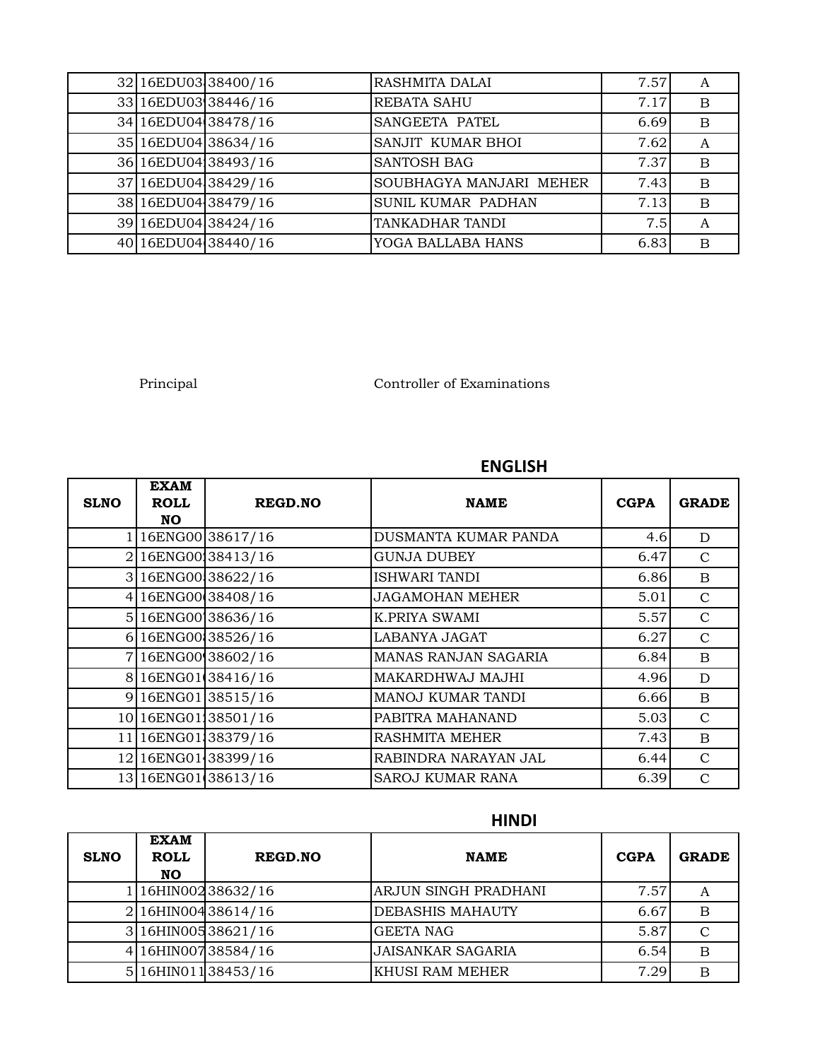| | | | | | |
|---|---|---|---|---|---|
| 32 | 16EDU03 | 38400/16 | RASHMITA DALAI | 7.57 | A |
| 33 | 16EDU03 | 38446/16 | REBATA SAHU | 7.17 | B |
| 34 | 16EDU04 | 38478/16 | SANGEETA PATEL | 6.69 | B |
| 35 | 16EDU04 | 38634/16 | SANJIT KUMAR BHOI | 7.62 | A |
| 36 | 16EDU04 | 38493/16 | SANTOSH BAG | 7.37 | B |
| 37 | 16EDU04 | 38429/16 | SOUBHAGYA MANJARI MEHER | 7.43 | B |
| 38 | 16EDU04 | 38479/16 | SUNIL KUMAR PADHAN | 7.13 | B |
| 39 | 16EDU04 | 38424/16 | TANKADHAR TANDI | 7.5 | A |
| 40 | 16EDU04 | 38440/16 | YOGA BALLABA HANS | 6.83 | B |

Principal    Controller of Examinations

## ENGLISH

| SLNO | EXAM ROLL NO | REGD.NO | NAME | CGPA | GRADE |
|---|---|---|---|---|---|
| 1 | 16ENG00 | 38617/16 | DUSMANTA KUMAR PANDA | 4.6 | D |
| 2 | 16ENG00 | 38413/16 | GUNJA DUBEY | 6.47 | C |
| 3 | 16ENG00 | 38622/16 | ISHWARI TANDI | 6.86 | B |
| 4 | 16ENG00 | 38408/16 | JAGAMOHAN MEHER | 5.01 | C |
| 5 | 16ENG00 | 38636/16 | K.PRIYA SWAMI | 5.57 | C |
| 6 | 16ENG00 | 38526/16 | LABANYA JAGAT | 6.27 | C |
| 7 | 16ENG00 | 38602/16 | MANAS RANJAN SAGARIA | 6.84 | B |
| 8 | 16ENG01 | 38416/16 | MAKARDHWAJ MAJHI | 4.96 | D |
| 9 | 16ENG01 | 38515/16 | MANOJ KUMAR TANDI | 6.66 | B |
| 10 | 16ENG01 | 38501/16 | PABITRA MAHANAND | 5.03 | C |
| 11 | 16ENG01 | 38379/16 | RASHMITA MEHER | 7.43 | B |
| 12 | 16ENG01 | 38399/16 | RABINDRA NARAYAN JAL | 6.44 | C |
| 13 | 16ENG01 | 38613/16 | SAROJ KUMAR RANA | 6.39 | C |

## HINDI

| SLNO | EXAM ROLL NO | REGD.NO | NAME | CGPA | GRADE |
|---|---|---|---|---|---|
| 1 | 16HIN002 | 38632/16 | ARJUN SINGH PRADHANI | 7.57 | A |
| 2 | 16HIN004 | 38614/16 | DEBASHIS MAHAUTY | 6.67 | B |
| 3 | 16HIN005 | 38621/16 | GEETA NAG | 5.87 | C |
| 4 | 16HIN007 | 38584/16 | JAISANKAR SAGARIA | 6.54 | B |
| 5 | 16HIN011 | 38453/16 | KHUSI RAM MEHER | 7.29 | B |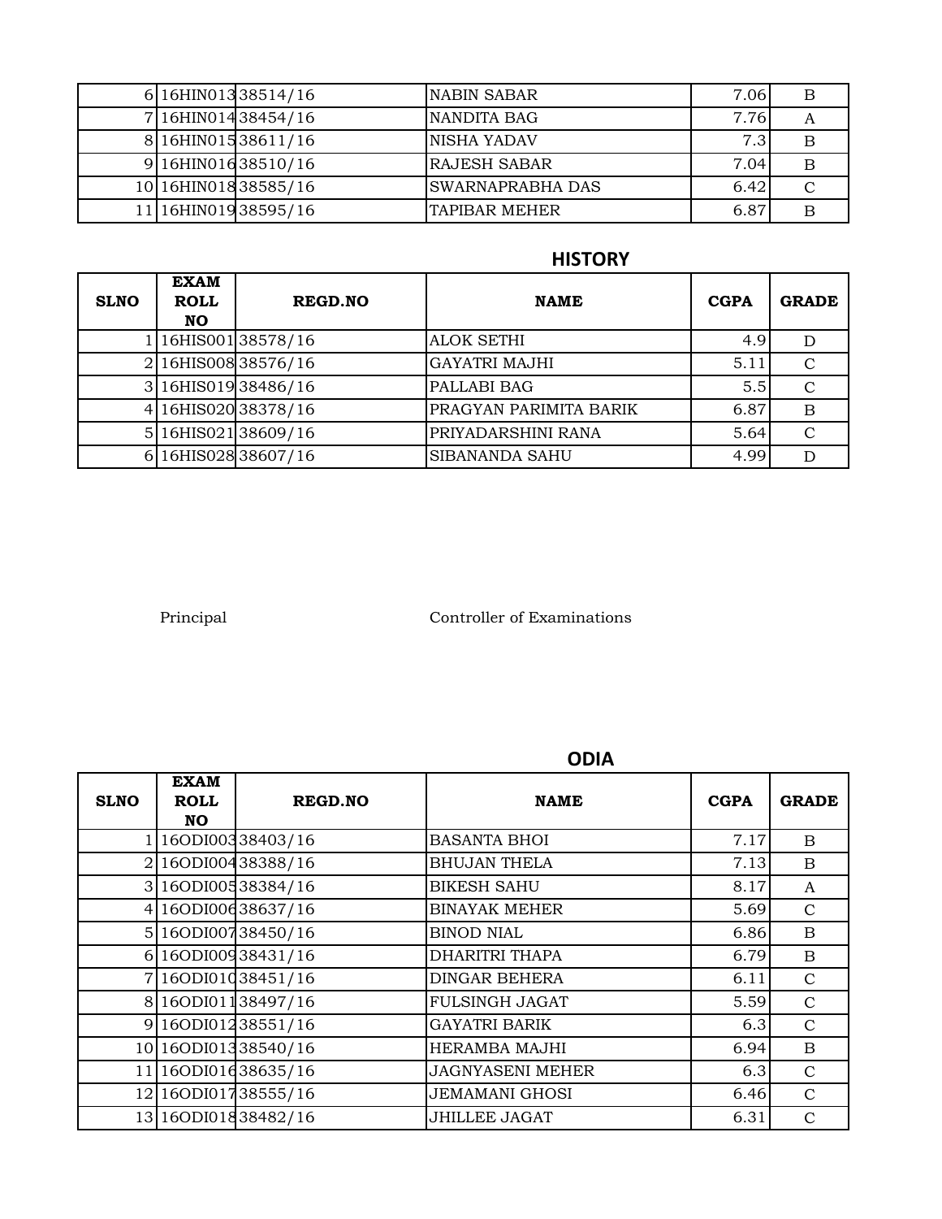| SLNO | EXAM ROLL NO | REGD.NO | NAME | CGPA | GRADE |
|---|---|---|---|---|---|
| 6 | 16HIN013 | 38514/16 | NABIN SABAR | 7.06 | B |
| 7 | 16HIN014 | 38454/16 | NANDITA BAG | 7.76 | A |
| 8 | 16HIN015 | 38611/16 | NISHA YADAV | 7.3 | B |
| 9 | 16HIN016 | 38510/16 | RAJESH SABAR | 7.04 | B |
| 10 | 16HIN018 | 38585/16 | SWARNAPRABHA DAS | 6.42 | C |
| 11 | 16HIN019 | 38595/16 | TAPIBAR MEHER | 6.87 | B |

## HISTORY

| SLNO | EXAM ROLL NO | REGD.NO | NAME | CGPA | GRADE |
|---|---|---|---|---|---|
| 1 | 16HIS001 | 38578/16 | ALOK SETHI | 4.9 | D |
| 2 | 16HIS008 | 38576/16 | GAYATRI MAJHI | 5.11 | C |
| 3 | 16HIS019 | 38486/16 | PALLABI BAG | 5.5 | C |
| 4 | 16HIS020 | 38378/16 | PRAGYAN PARIMITA BARIK | 6.87 | B |
| 5 | 16HIS021 | 38609/16 | PRIYADARSHINI RANA | 5.64 | C |
| 6 | 16HIS028 | 38607/16 | SIBANANDA SAHU | 4.99 | D |

Principal　　　　　　　　Controller of Examinations

## ODIA

| SLNO | EXAM ROLL NO | REGD.NO | NAME | CGPA | GRADE |
|---|---|---|---|---|---|
| 1 | 16ODI003 | 38403/16 | BASANTA BHOI | 7.17 | B |
| 2 | 16ODI004 | 38388/16 | BHUJAN THELA | 7.13 | B |
| 3 | 16ODI005 | 38384/16 | BIKESH SAHU | 8.17 | A |
| 4 | 16ODI006 | 38637/16 | BINAYAK MEHER | 5.69 | C |
| 5 | 16ODI007 | 38450/16 | BINOD NIAL | 6.86 | B |
| 6 | 16ODI009 | 38431/16 | DHARITRI THAPA | 6.79 | B |
| 7 | 16ODI010 | 38451/16 | DINGAR BEHERA | 6.11 | C |
| 8 | 16ODI011 | 38497/16 | FULSINGH JAGAT | 5.59 | C |
| 9 | 16ODI012 | 38551/16 | GAYATRI BARIK | 6.3 | C |
| 10 | 16ODI013 | 38540/16 | HERAMBA MAJHI | 6.94 | B |
| 11 | 16ODI016 | 38635/16 | JAGNYASENI MEHER | 6.3 | C |
| 12 | 16ODI017 | 38555/16 | JEMAMANI GHOSI | 6.46 | C |
| 13 | 16ODI018 | 38482/16 | JHILLEE JAGAT | 6.31 | C |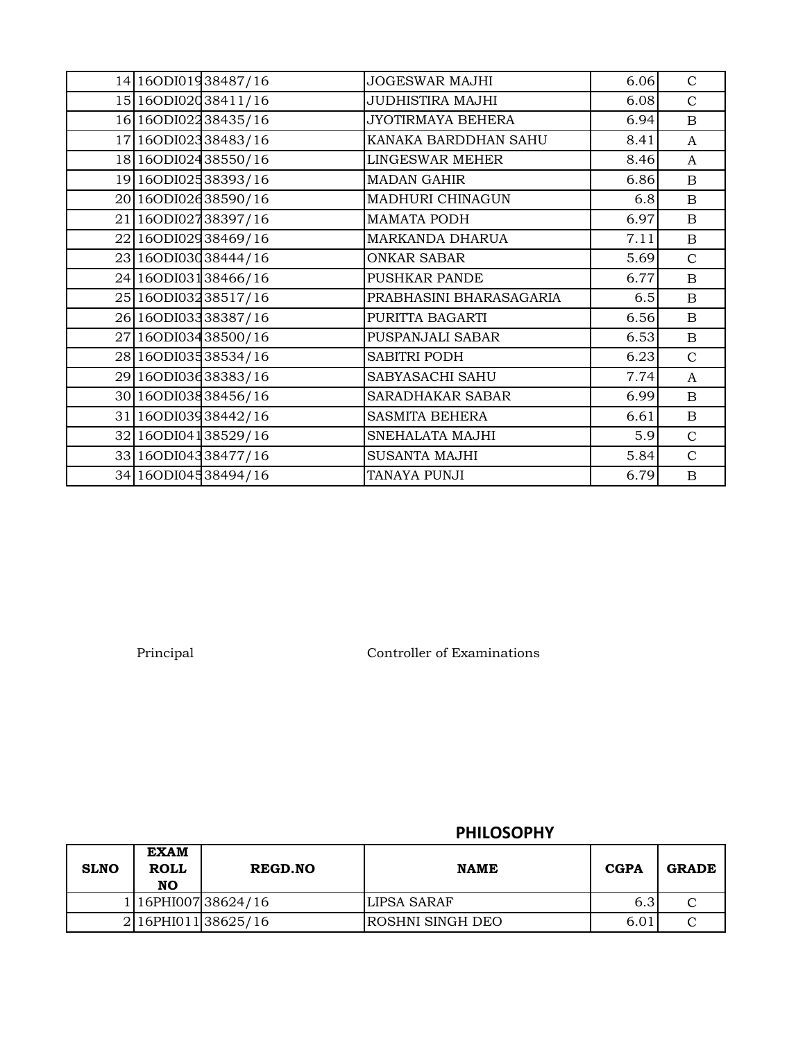| SLNO | EXAM ROLL NO | REGD.NO | NAME | CGPA | GRADE |
|---|---|---|---|---|---|
| 14 | 16ODI019 | 38487/16 | JOGESWAR MAJHI | 6.06 | C |
| 15 | 16ODI020 | 38411/16 | JUDHISTIRA MAJHI | 6.08 | C |
| 16 | 16ODI022 | 38435/16 | JYOTIRMAYA BEHERA | 6.94 | B |
| 17 | 16ODI023 | 38483/16 | KANAKA BARDDHAN SAHU | 8.41 | A |
| 18 | 16ODI024 | 38550/16 | LINGESWAR MEHER | 8.46 | A |
| 19 | 16ODI025 | 38393/16 | MADAN GAHIR | 6.86 | B |
| 20 | 16ODI026 | 38590/16 | MADHURI CHINAGUN | 6.8 | B |
| 21 | 16ODI027 | 38397/16 | MAMATA PODH | 6.97 | B |
| 22 | 16ODI029 | 38469/16 | MARKANDA DHARUA | 7.11 | B |
| 23 | 16ODI030 | 38444/16 | ONKAR SABAR | 5.69 | C |
| 24 | 16ODI031 | 38466/16 | PUSHKAR PANDE | 6.77 | B |
| 25 | 16ODI032 | 38517/16 | PRABHASINI BHARASAGARIA | 6.5 | B |
| 26 | 16ODI033 | 38387/16 | PURITTA BAGARTI | 6.56 | B |
| 27 | 16ODI034 | 38500/16 | PUSPANJALI SABAR | 6.53 | B |
| 28 | 16ODI035 | 38534/16 | SABITRI PODH | 6.23 | C |
| 29 | 16ODI036 | 38383/16 | SABYASACHI SAHU | 7.74 | A |
| 30 | 16ODI038 | 38456/16 | SARADHAKAR SABAR | 6.99 | B |
| 31 | 16ODI039 | 38442/16 | SASMITA BEHERA | 6.61 | B |
| 32 | 16ODI041 | 38529/16 | SNEHALATA MAJHI | 5.9 | C |
| 33 | 16ODI043 | 38477/16 | SUSANTA MAJHI | 5.84 | C |
| 34 | 16ODI045 | 38494/16 | TANAYA PUNJI | 6.79 | B |

Principal                Controller of Examinations

## PHILOSOPHY

| SLNO | EXAM ROLL NO | REGD.NO | NAME | CGPA | GRADE |
|---|---|---|---|---|---|
| 1 | 16PHI007 | 38624/16 | LIPSA SARAF | 6.3 | C |
| 2 | 16PHI011 | 38625/16 | ROSHNI SINGH DEO | 6.01 | C |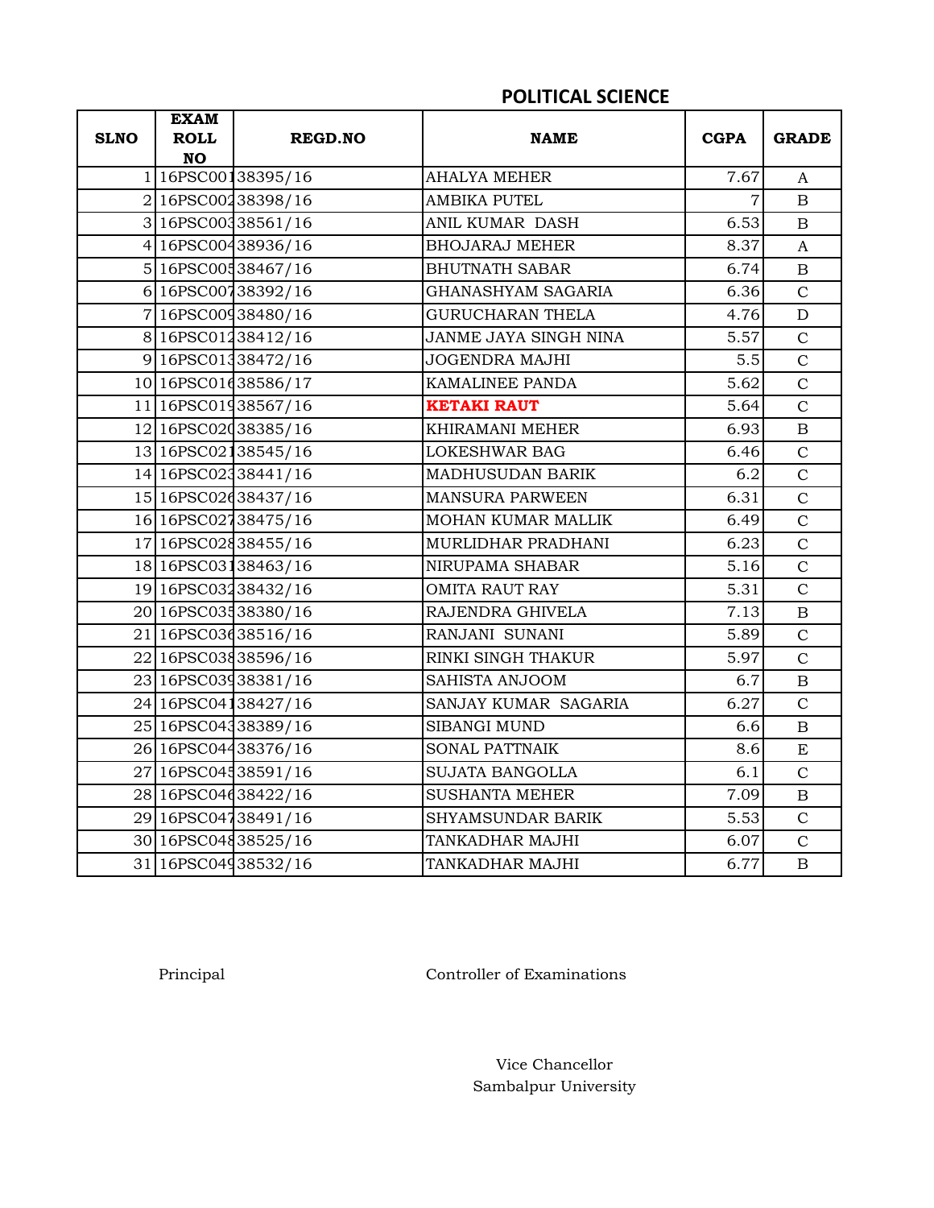## POLITICAL SCIENCE

| SLNO | EXAM ROLL NO | REGD.NO | NAME | CGPA | GRADE |
|---|---|---|---|---|---|
| 1 | 16PSC001 | 38395/16 | AHALYA MEHER | 7.67 | A |
| 2 | 16PSC002 | 38398/16 | AMBIKA PUTEL | 7 | B |
| 3 | 16PSC003 | 38561/16 | ANIL KUMAR DASH | 6.53 | B |
| 4 | 16PSC004 | 38936/16 | BHOJARAJ MEHER | 8.37 | A |
| 5 | 16PSC005 | 38467/16 | BHUTNATH SABAR | 6.74 | B |
| 6 | 16PSC007 | 38392/16 | GHANASHYAM SAGARIA | 6.36 | C |
| 7 | 16PSC009 | 38480/16 | GURUCHARAN THELA | 4.76 | D |
| 8 | 16PSC012 | 38412/16 | JANME JAYA SINGH NINA | 5.57 | C |
| 9 | 16PSC013 | 38472/16 | JOGENDRA MAJHI | 5.5 | C |
| 10 | 16PSC016 | 38586/17 | KAMALINEE PANDA | 5.62 | C |
| 11 | 16PSC019 | 38567/16 | **KETAKI RAUT** | 5.64 | C |
| 12 | 16PSC020 | 38385/16 | KHIRAMANI MEHER | 6.93 | B |
| 13 | 16PSC021 | 38545/16 | LOKESHWAR BAG | 6.46 | C |
| 14 | 16PSC023 | 38441/16 | MADHUSUDAN BARIK | 6.2 | C |
| 15 | 16PSC026 | 38437/16 | MANSURA PARWEEN | 6.31 | C |
| 16 | 16PSC027 | 38475/16 | MOHAN KUMAR MALLIK | 6.49 | C |
| 17 | 16PSC028 | 38455/16 | MURLIDHAR PRADHANI | 6.23 | C |
| 18 | 16PSC031 | 38463/16 | NIRUPAMA SHABAR | 5.16 | C |
| 19 | 16PSC032 | 38432/16 | OMITA RAUT RAY | 5.31 | C |
| 20 | 16PSC035 | 38380/16 | RAJENDRA GHIVELA | 7.13 | B |
| 21 | 16PSC036 | 38516/16 | RANJANI SUNANI | 5.89 | C |
| 22 | 16PSC038 | 38596/16 | RINKI SINGH THAKUR | 5.97 | C |
| 23 | 16PSC039 | 38381/16 | SAHISTA ANJOOM | 6.7 | B |
| 24 | 16PSC041 | 38427/16 | SANJAY KUMAR SAGARIA | 6.27 | C |
| 25 | 16PSC043 | 38389/16 | SIBANGI MUND | 6.6 | B |
| 26 | 16PSC044 | 38376/16 | SONAL PATTNAIK | 8.6 | E |
| 27 | 16PSC045 | 38591/16 | SUJATA BANGOLLA | 6.1 | C |
| 28 | 16PSC046 | 38422/16 | SUSHANTA MEHER | 7.09 | B |
| 29 | 16PSC047 | 38491/16 | SHYAMSUNDAR BARIK | 5.53 | C |
| 30 | 16PSC048 | 38525/16 | TANKADHAR MAJHI | 6.07 | C |
| 31 | 16PSC049 | 38532/16 | TANKADHAR MAJHI | 6.77 | B |

Principal

Controller of Examinations

Vice Chancellor
Sambalpur University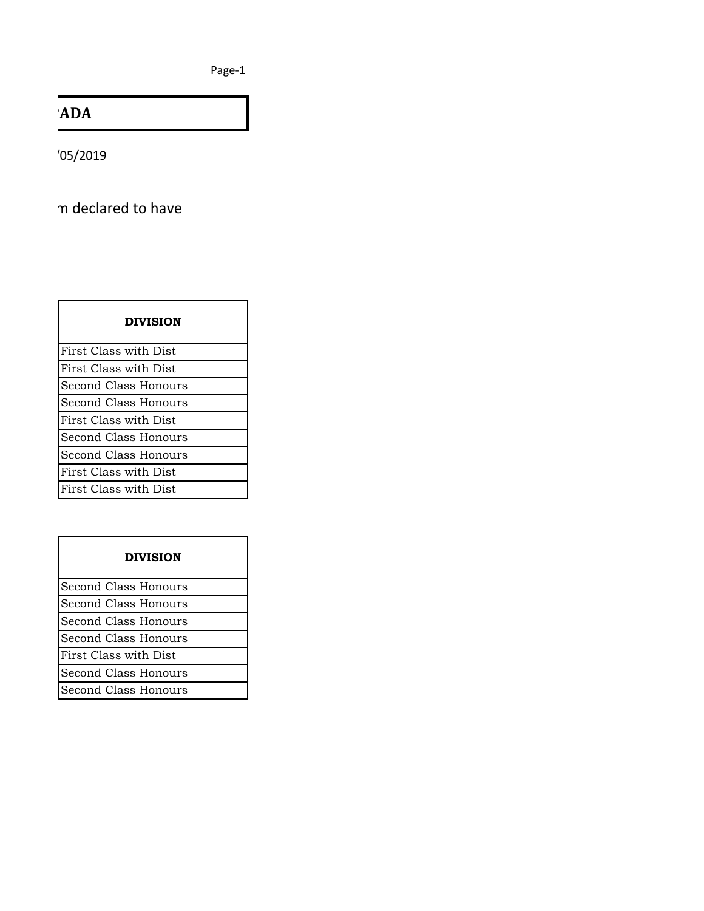**'ADA**

'05/2019

n declared to have

| DIVISION |
|---|
| First Class with Dist |
| First Class with Dist |
| Second Class Honours |
| Second Class Honours |
| First Class with Dist |
| Second Class Honours |
| Second Class Honours |
| First Class with Dist |
| First Class with Dist |

| DIVISION |
|---|
| Second Class Honours |
| Second Class Honours |
| Second Class Honours |
| Second Class Honours |
| First Class with Dist |
| Second Class Honours |
| Second Class Honours |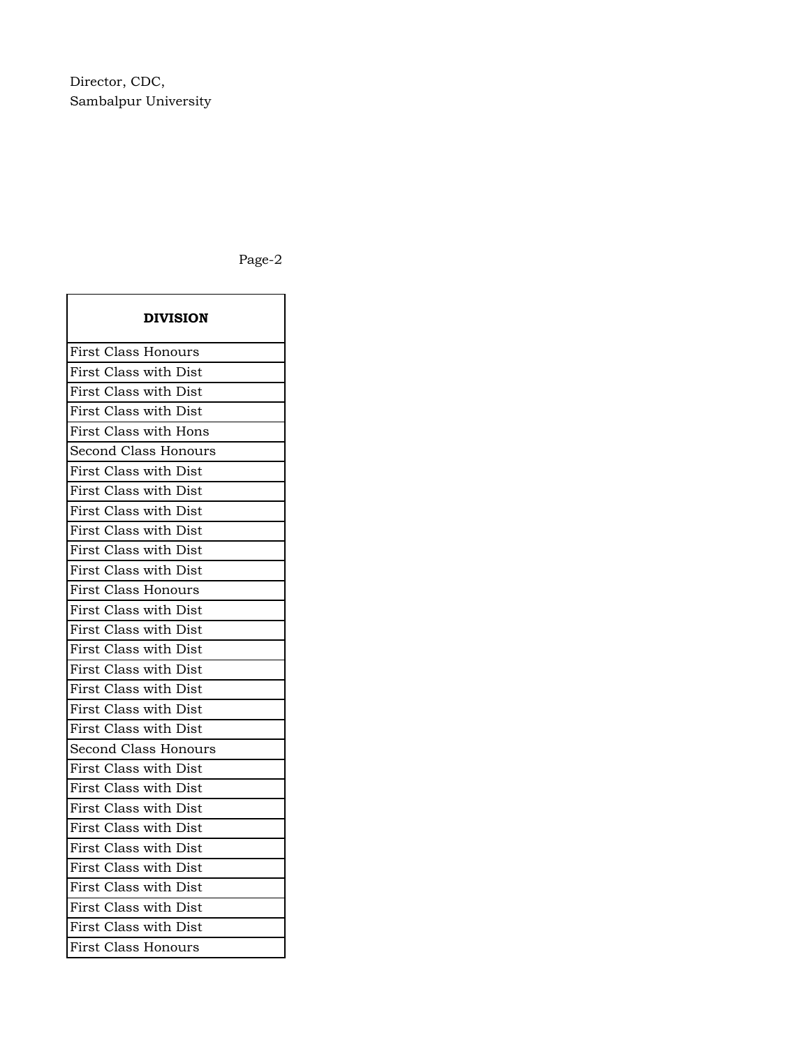Director, CDC,
Sambalpur University

Page-2

| DIVISION |
|---|
| First Class Honours |
| First Class with Dist |
| First Class with Dist |
| First Class with Dist |
| First Class with Hons |
| Second Class Honours |
| First Class with Dist |
| First Class with Dist |
| First Class with Dist |
| First Class with Dist |
| First Class with Dist |
| First Class with Dist |
| First Class Honours |
| First Class with Dist |
| First Class with Dist |
| First Class with Dist |
| First Class with Dist |
| First Class with Dist |
| First Class with Dist |
| First Class with Dist |
| Second Class Honours |
| First Class with Dist |
| First Class with Dist |
| First Class with Dist |
| First Class with Dist |
| First Class with Dist |
| First Class with Dist |
| First Class with Dist |
| First Class with Dist |
| First Class with Dist |
| First Class Honours |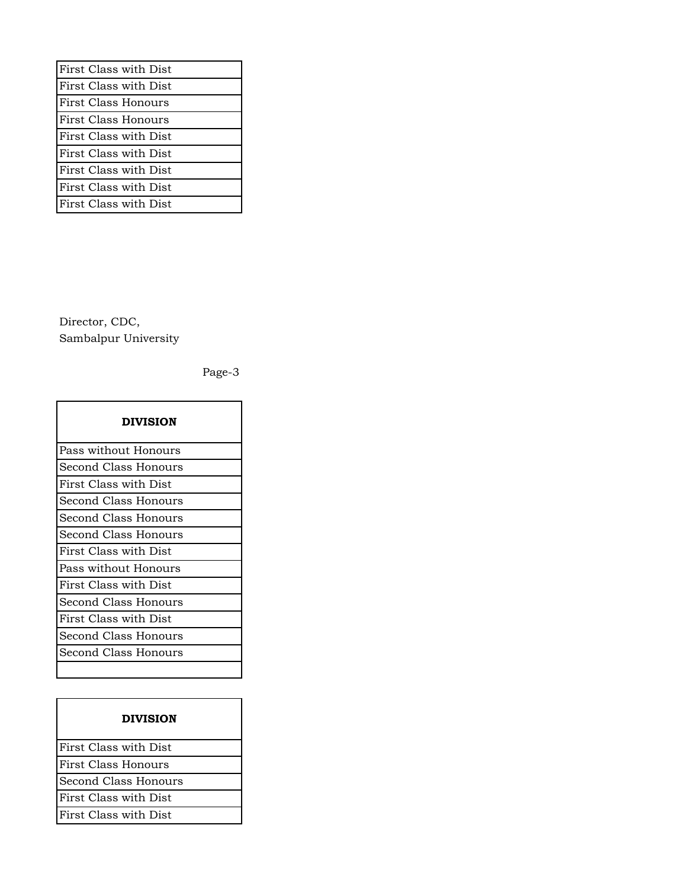| First Class with Dist |
| --- |
| First Class with Dist |
| First Class Honours |
| First Class Honours |
| First Class with Dist |
| First Class with Dist |
| First Class with Dist |
| First Class with Dist |
| First Class with Dist |

Director, CDC,
Sambalpur University

Page-3

| DIVISION |
| --- |
| Pass without Honours |
| Second Class Honours |
| First Class with Dist |
| Second Class Honours |
| Second Class Honours |
| Second Class Honours |
| First Class with Dist |
| Pass without Honours |
| First Class with Dist |
| Second Class Honours |
| First Class with Dist |
| Second Class Honours |
| Second Class Honours |
| |

| DIVISION |
| --- |
| First Class with Dist |
| First Class Honours |
| Second Class Honours |
| First Class with Dist |
| First Class with Dist |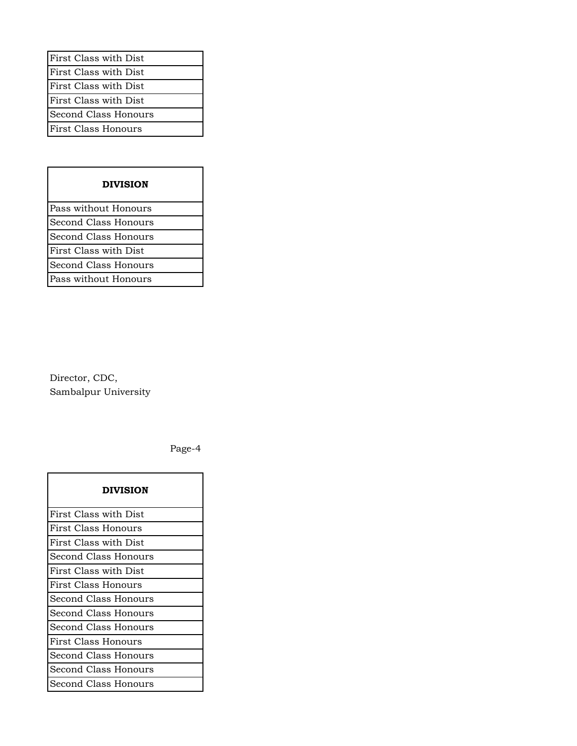| First Class with Dist |
| --- |
| First Class with Dist |
| First Class with Dist |
| First Class with Dist |
| Second Class Honours |
| First Class Honours |

| DIVISION |
| --- |
| Pass without Honours |
| Second Class Honours |
| Second Class Honours |
| First Class with Dist |
| Second Class Honours |
| Pass without Honours |

Director, CDC,
Sambalpur University

Page-4

| DIVISION |
| --- |
| First Class with Dist |
| First Class Honours |
| First Class with Dist |
| Second Class Honours |
| First Class with Dist |
| First Class Honours |
| Second Class Honours |
| Second Class Honours |
| Second Class Honours |
| First Class Honours |
| Second Class Honours |
| Second Class Honours |
| Second Class Honours |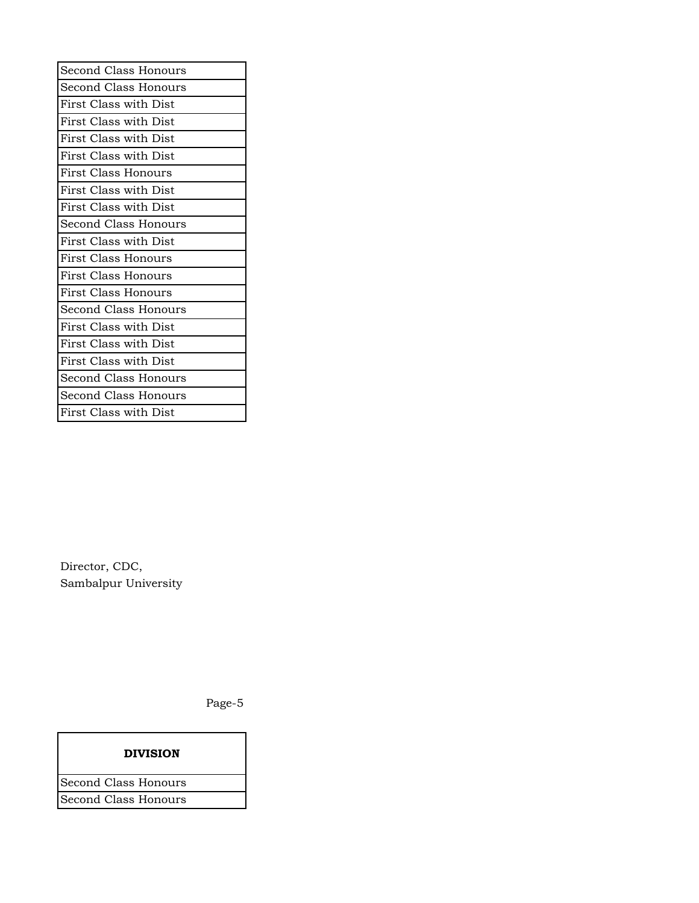| |
|---|
| Second Class Honours |
| Second Class Honours |
| First Class with Dist |
| First Class with Dist |
| First Class with Dist |
| First Class with Dist |
| First Class Honours |
| First Class with Dist |
| First Class with Dist |
| Second Class Honours |
| First Class with Dist |
| First Class Honours |
| First Class Honours |
| First Class Honours |
| Second Class Honours |
| First Class with Dist |
| First Class with Dist |
| First Class with Dist |
| Second Class Honours |
| Second Class Honours |
| First Class with Dist |

Director, CDC,
Sambalpur University

| DIVISION |
|---|
| Second Class Honours |
| Second Class Honours |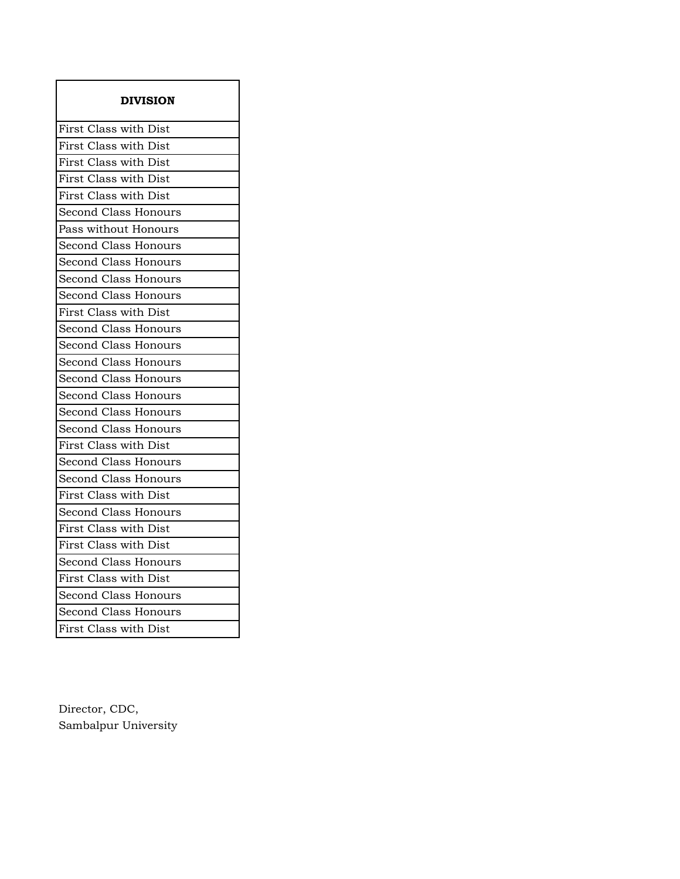| DIVISION |
|---|
| First Class with Dist |
| First Class with Dist |
| First Class with Dist |
| First Class with Dist |
| First Class with Dist |
| Second Class Honours |
| Pass without Honours |
| Second Class Honours |
| Second Class Honours |
| Second Class Honours |
| Second Class Honours |
| First Class with Dist |
| Second Class Honours |
| Second Class Honours |
| Second Class Honours |
| Second Class Honours |
| Second Class Honours |
| Second Class Honours |
| Second Class Honours |
| First Class with Dist |
| Second Class Honours |
| Second Class Honours |
| First Class with Dist |
| Second Class Honours |
| First Class with Dist |
| First Class with Dist |
| Second Class Honours |
| First Class with Dist |
| Second Class Honours |
| Second Class Honours |
| First Class with Dist |

Director, CDC,
Sambalpur University